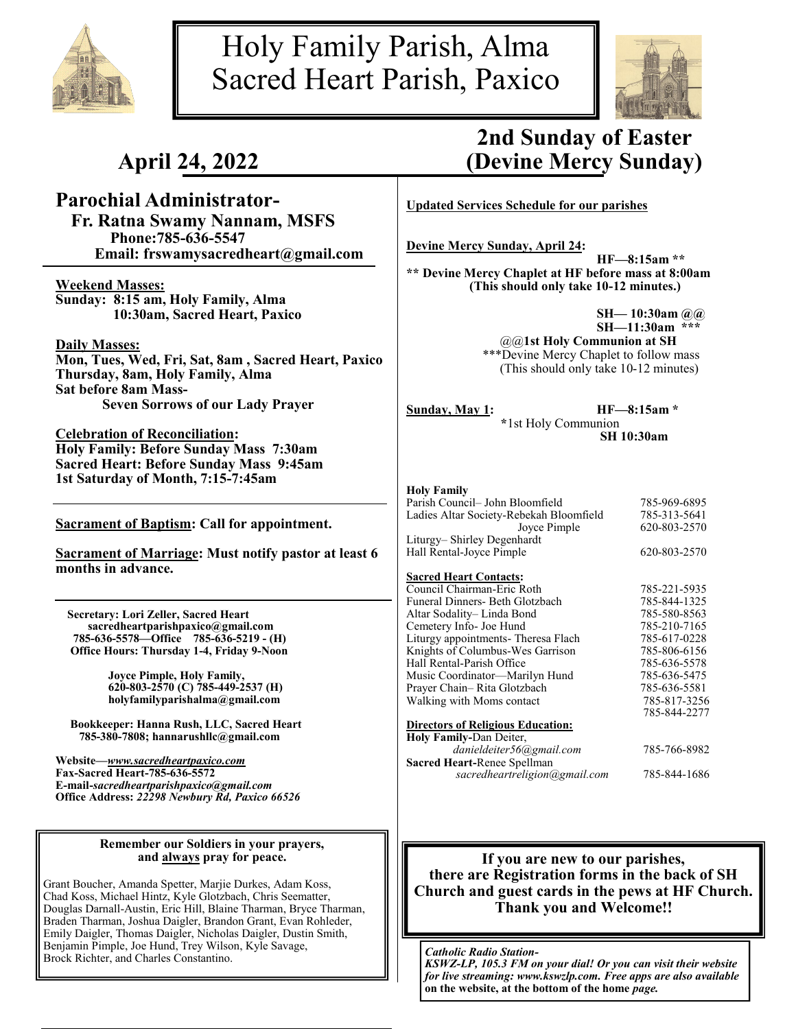# Holy Family Parish, Alma
# Sacred Heart Parish, Paxico

## April 24, 2022

## 2nd Sunday of Easter (Devine Mercy Sunday)

### Parochial Administrator-
**Fr. Ratna Swamy Nannam, MSFS**
**Phone:785-636-5547**
**Email: frswamysacredheart@gmail.com**

**Weekend Masses:**
**Sunday: 8:15 am, Holy Family, Alma**
**10:30am, Sacred Heart, Paxico**

**Daily Masses:**
**Mon, Tues, Wed, Fri, Sat, 8am , Sacred Heart, Paxico**
**Thursday, 8am, Holy Family, Alma**
**Sat before 8am Mass-**
**Seven Sorrows of our Lady Prayer**

**Celebration of Reconciliation:**
**Holy Family: Before Sunday Mass 7:30am**
**Sacred Heart: Before Sunday Mass 9:45am**
**1st Saturday of Month, 7:15-7:45am**

**Sacrament of Baptism: Call for appointment.**

**Sacrament of Marriage: Must notify pastor at least 6 months in advance.**

**Secretary: Lori Zeller, Sacred Heart**
**sacredheartparishpaxico@gmail.com**
**785-636-5578—Office 785-636-5219 - (H)**
**Office Hours: Thursday 1-4, Friday 9-Noon**

**Joyce Pimple, Holy Family,**
**620-803-2570 (C) 785-449-2537 (H)**
**holyfamilyparishalma@gmail.com**

**Bookkeeper: Hanna Rush, LLC, Sacred Heart**
**785-380-7808; hannarushllc@gmail.com**

**Website—*www.sacredheartpaxico.com***
**Fax-Sacred Heart-785-636-5572**
**E-mail-*sacredheartparishpaxico@gmail.com***
**Office Address: *22298 Newbury Rd, Paxico 66526***

**Remember our Soldiers in your prayers, and always pray for peace.**

Grant Boucher, Amanda Spetter, Marjie Durkes, Adam Koss, Chad Koss, Michael Hintz, Kyle Glotzbach, Chris Seematter, Douglas Darnall-Austin, Eric Hill, Blaine Tharman, Bryce Tharman, Braden Tharman, Joshua Daigler, Brandon Grant, Evan Rohleder, Emily Daigler, Thomas Daigler, Nicholas Daigler, Dustin Smith, Benjamin Pimple, Joe Hund, Trey Wilson, Kyle Savage, Brock Richter, and Charles Constantino.

**Updated Services Schedule for our parishes**

**Devine Mercy Sunday, April 24:**
**HF—8:15am \*\***
**\*\* Devine Mercy Chaplet at HF before mass at 8:00am (This should only take 10-12 minutes.)**

**SH— 10:30am @@**
**SH—11:30am \*\*\***
@@**1st Holy Communion at SH**
\*\*\*Devine Mercy Chaplet to follow mass (This should only take 10-12 minutes)

**Sunday, May 1:** **HF—8:15am \***
**\***1st Holy Communion
**SH 10:30am**

**Holy Family**

| | |
|---|---|
| Parish Council– John Bloomfield | 785-969-6895 |
| Ladies Altar Society-Rebekah Bloomfield | 785-313-5641 |
| Joyce Pimple | 620-803-2570 |
| Liturgy– Shirley Degenhardt | |
| Hall Rental-Joyce Pimple | 620-803-2570 |

**Sacred Heart Contacts:**

| | |
|---|---|
| Council Chairman-Eric Roth | 785-221-5935 |
| Funeral Dinners- Beth Glotzbach | 785-844-1325 |
| Altar Sodality– Linda Bond | 785-580-8563 |
| Cemetery Info- Joe Hund | 785-210-7165 |
| Liturgy appointments- Theresa Flach | 785-617-0228 |
| Knights of Columbus-Wes Garrison | 785-806-6156 |
| Hall Rental-Parish Office | 785-636-5578 |
| Music Coordinator—Marilyn Hund | 785-636-5475 |
| Prayer Chain– Rita Glotzbach | 785-636-5581 |
| Walking with Moms contact | 785-817-3256 |
| | 785-844-2277 |

**Directors of Religious Education:**

| | |
|---|---|
| **Holy Family-**Dan Deiter, *danieldeiter56@gmail.com* | 785-766-8982 |
| **Sacred Heart-**Renee Spellman *sacredheartreligion@gmail.com* | 785-844-1686 |

**If you are new to our parishes, there are Registration forms in the back of SH Church and guest cards in the pews at HF Church. Thank you and Welcome!!**

***Catholic Radio Station-***
***KSWZ-LP, 105.3 FM on your dial! Or you can visit their website for live streaming: www.kswzlp.com. Free apps are also available* on the website, at the bottom of the home *page.***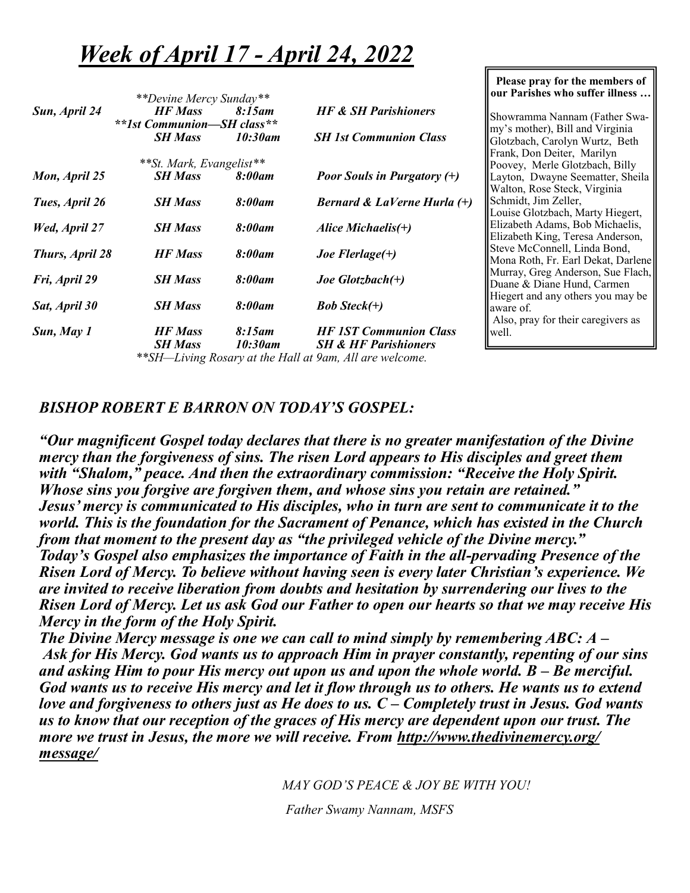# *Week of April 17 - April 24, 2022*

| | | | |
|---|---|---|---|
| | ***Devine Mercy Sunday*** | | |
| ***Sun, April 24*** | ***HF Mass*** | ***8:15am*** | ***HF & SH Parishioners*** |
| | *****1st Communion—SH class***** | | |
| | ***SH Mass*** | ***10:30am*** | ***SH 1st Communion Class*** |
| | ***St. Mark, Evangelist*** | | |
| ***Mon, April 25*** | ***SH Mass*** | ***8:00am*** | ***Poor Souls in Purgatory (+)*** |
| ***Tues, April 26*** | ***SH Mass*** | ***8:00am*** | ***Bernard & LaVerne Hurla (+)*** |
| ***Wed, April 27*** | ***SH Mass*** | ***8:00am*** | ***Alice Michaelis(+)*** |
| ***Thurs, April 28*** | ***HF Mass*** | ***8:00am*** | ***Joe Flerlage(+)*** |
| ***Fri, April 29*** | ***SH Mass*** | ***8:00am*** | ***Joe Glotzbach(+)*** |
| ***Sat, April 30*** | ***SH Mass*** | ***8:00am*** | ***Bob Steck(+)*** |
| ***Sun, May 1*** | ***HF Mass*** | ***8:15am*** | ***HF 1ST Communion Class*** |
| | ***SH Mass*** | ***10:30am*** | ***SH & HF Parishioners*** |

**SH—Living Rosary at the Hall at 9am, All are welcome.*

**Please pray for the members of our Parishes who suffer illness …**

Showramma Nannam (Father Swamy's mother), Bill and Virginia Glotzbach, Carolyn Wurtz, Beth Frank, Don Deiter, Marilyn Poovey, Merle Glotzbach, Billy Layton, Dwayne Seematter, Sheila Walton, Rose Steck, Virginia Schmidt, Jim Zeller, Louise Glotzbach, Marty Hiegert, Elizabeth Adams, Bob Michaelis, Elizabeth King, Teresa Anderson, Steve McConnell, Linda Bond, Mona Roth, Fr. Earl Dekat, Darlene Murray, Greg Anderson, Sue Flach, Duane & Diane Hund, Carmen Hiegert and any others you may be aware of.
Also, pray for their caregivers as well.

## *BISHOP ROBERT E BARRON ON TODAY'S GOSPEL:*

***"Our magnificent Gospel today declares that there is no greater manifestation of the Divine mercy than the forgiveness of sins. The risen Lord appears to His disciples and greet them with "Shalom," peace. And then the extraordinary commission: "Receive the Holy Spirit. Whose sins you forgive are forgiven them, and whose sins you retain are retained." Jesus' mercy is communicated to His disciples, who in turn are sent to communicate it to the world. This is the foundation for the Sacrament of Penance, which has existed in the Church from that moment to the present day as "the privileged vehicle of the Divine mercy." Today's Gospel also emphasizes the importance of Faith in the all-pervading Presence of the Risen Lord of Mercy. To believe without having seen is every later Christian's experience. We are invited to receive liberation from doubts and hesitation by surrendering our lives to the Risen Lord of Mercy. Let us ask God our Father to open our hearts so that we may receive His Mercy in the form of the Holy Spirit.***

***The Divine Mercy message is one we can call to mind simply by remembering ABC: A – Ask for His Mercy. God wants us to approach Him in prayer constantly, repenting of our sins and asking Him to pour His mercy out upon us and upon the whole world. B – Be merciful. God wants us to receive His mercy and let it flow through us to others. He wants us to extend love and forgiveness to others just as He does to us. C – Completely trust in Jesus. God wants us to know that our reception of the graces of His mercy are dependent upon our trust. The more we trust in Jesus, the more we will receive. From http://www.thedivinemercy.org/message/***

*MAY GOD'S PEACE & JOY BE WITH YOU!*

*Father Swamy Nannam, MSFS*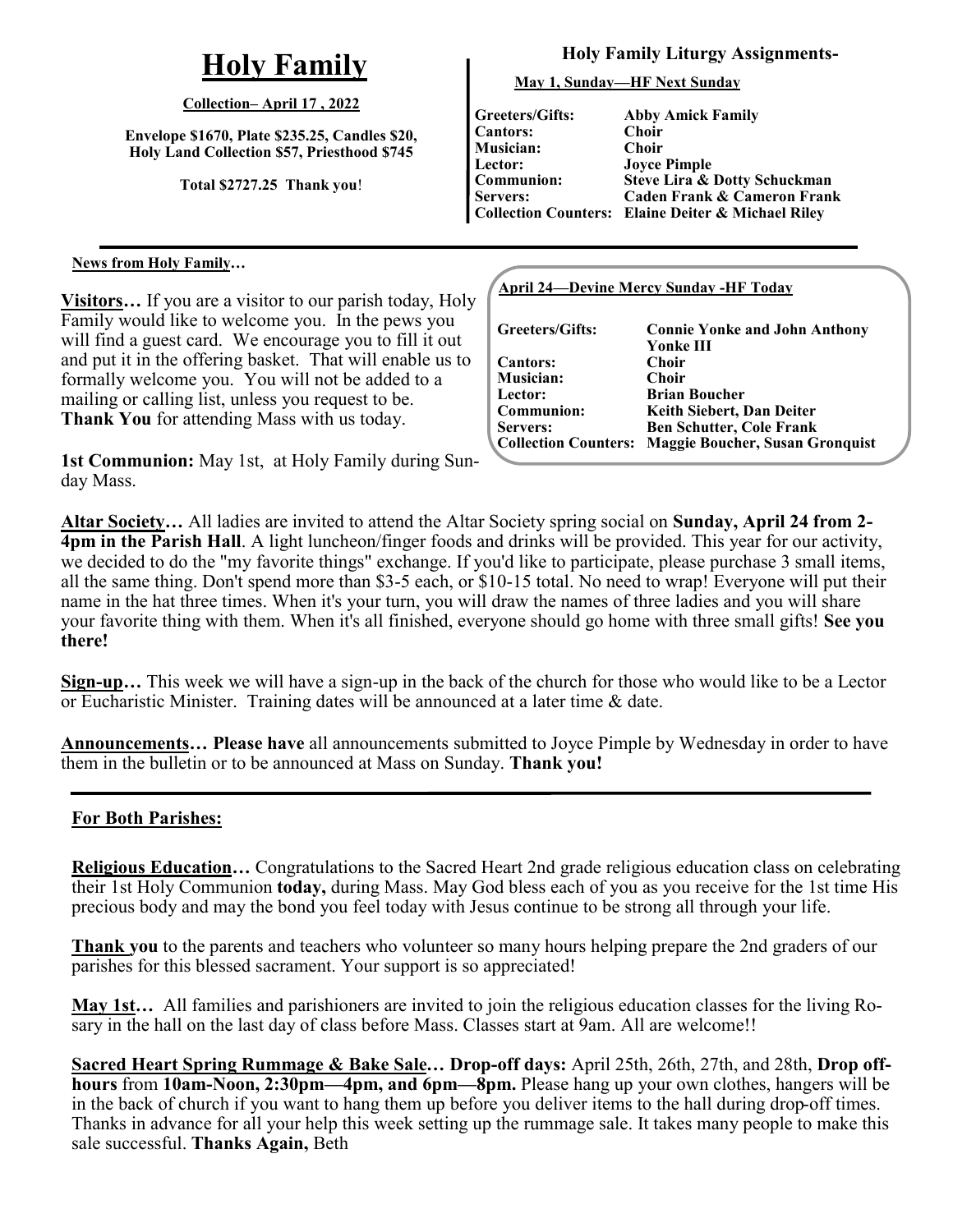# Holy Family

**Collection– April 17 , 2022**

**Envelope $1670, Plate $235.25, Candles $20, Holy Land Collection $57, Priesthood $745**

**Total $2727.25 Thank you!**

## Holy Family Liturgy Assignments-

**May 1, Sunday—HF Next Sunday**

| | |
|---|---|
| **Greeters/Gifts:** | **Abby Amick Family** |
| **Cantors:** | **Choir** |
| **Musician:** | **Choir** |
| **Lector:** | **Joyce Pimple** |
| **Communion:** | **Steve Lira & Dotty Schuckman** |
| **Servers:** | **Caden Frank & Cameron Frank** |
| **Collection Counters:** | **Elaine Deiter & Michael Riley** |

**News from Holy Family…**

**April 24—Devine Mercy Sunday -HF Today**

| | |
|---|---|
| **Greeters/Gifts:** | **Connie Yonke and John Anthony Yonke III** |
| **Cantors:** | **Choir** |
| **Musician:** | **Choir** |
| **Lector:** | **Brian Boucher** |
| **Communion:** | **Keith Siebert, Dan Deiter** |
| **Servers:** | **Ben Schutter, Cole Frank** |
| **Collection Counters:** | **Maggie Boucher, Susan Gronquist** |

**Visitors…** If you are a visitor to our parish today, Holy Family would like to welcome you. In the pews you will find a guest card. We encourage you to fill it out and put it in the offering basket. That will enable us to formally welcome you. You will not be added to a mailing or calling list, unless you request to be. **Thank You** for attending Mass with us today.

**1st Communion:** May 1st, at Holy Family during Sunday Mass.

**Altar Society…** All ladies are invited to attend the Altar Society spring social on **Sunday, April 24 from 2-4pm in the Parish Hall**. A light luncheon/finger foods and drinks will be provided. This year for our activity, we decided to do the "my favorite things" exchange. If you'd like to participate, please purchase 3 small items, all the same thing. Don't spend more than $3-5 each, or $10-15 total. No need to wrap! Everyone will put their name in the hat three times. When it's your turn, you will draw the names of three ladies and you will share your favorite thing with them. When it's all finished, everyone should go home with three small gifts! **See you there!**

**Sign-up…** This week we will have a sign-up in the back of the church for those who would like to be a Lector or Eucharistic Minister. Training dates will be announced at a later time & date.

**Announcements… Please have** all announcements submitted to Joyce Pimple by Wednesday in order to have them in the bulletin or to be announced at Mass on Sunday. **Thank you!**

## For Both Parishes:

**Religious Education…** Congratulations to the Sacred Heart 2nd grade religious education class on celebrating their 1st Holy Communion **today,** during Mass. May God bless each of you as you receive for the 1st time His precious body and may the bond you feel today with Jesus continue to be strong all through your life.

**Thank you** to the parents and teachers who volunteer so many hours helping prepare the 2nd graders of our parishes for this blessed sacrament. Your support is so appreciated!

**May 1st…** All families and parishioners are invited to join the religious education classes for the living Rosary in the hall on the last day of class before Mass. Classes start at 9am. All are welcome!!

**Sacred Heart Spring Rummage & Bake Sale… Drop-off days:** April 25th, 26th, 27th, and 28th, **Drop off-hours** from **10am-Noon, 2:30pm—4pm, and 6pm—8pm.** Please hang up your own clothes, hangers will be in the back of church if you want to hang them up before you deliver items to the hall during drop-off times. Thanks in advance for all your help this week setting up the rummage sale. It takes many people to make this sale successful. **Thanks Again,** Beth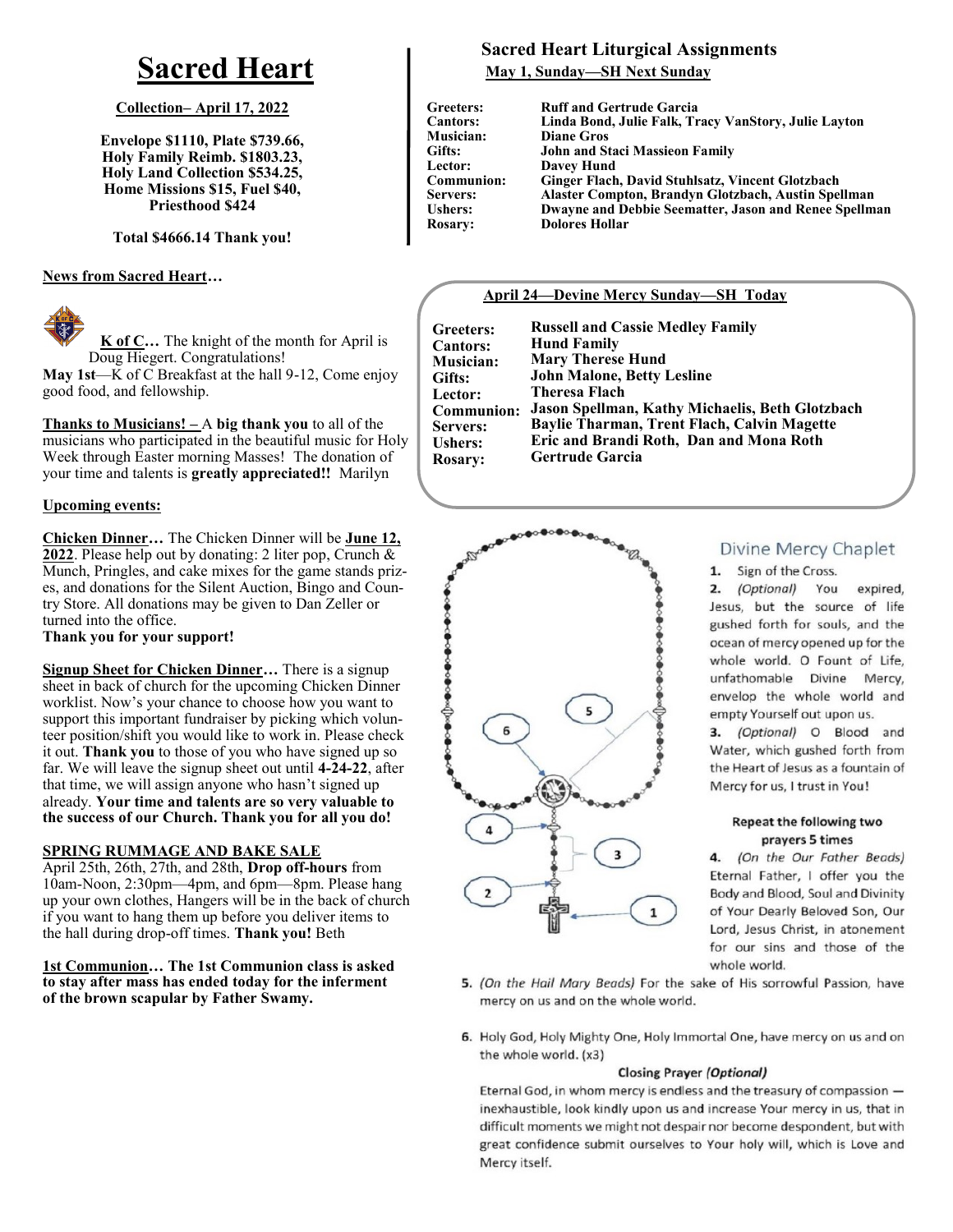# Sacred Heart

**Collection– April 17, 2022**

**Envelope $1110, Plate $739.66, Holy Family Reimb. $1803.23, Holy Land Collection $534.25, Home Missions $15, Fuel $40, Priesthood $424**

**Total $4666.14 Thank you!**

**News from Sacred Heart…**

**K of C…** The knight of the month for April is Doug Hiegert. Congratulations!
**May 1st**—K of C Breakfast at the hall 9-12, Come enjoy good food, and fellowship.

**Thanks to Musicians! –** A **big thank you** to all of the musicians who participated in the beautiful music for Holy Week through Easter morning Masses! The donation of your time and talents is **greatly appreciated!!** Marilyn

**Upcoming events:**

**Chicken Dinner…** The Chicken Dinner will be **June 12, 2022**. Please help out by donating: 2 liter pop, Crunch & Munch, Pringles, and cake mixes for the game stands prizes, and donations for the Silent Auction, Bingo and Country Store. All donations may be given to Dan Zeller or turned into the office.
**Thank you for your support!**

**Signup Sheet for Chicken Dinner…** There is a signup sheet in back of church for the upcoming Chicken Dinner worklist. Now's your chance to choose how you want to support this important fundraiser by picking which volunteer position/shift you would like to work in. Please check it out. **Thank you** to those of you who have signed up so far. We will leave the signup sheet out until **4-24-22**, after that time, we will assign anyone who hasn't signed up already. **Your time and talents are so very valuable to the success of our Church. Thank you for all you do!**

**SPRING RUMMAGE AND BAKE SALE**
April 25th, 26th, 27th, and 28th, **Drop off-hours** from 10am-Noon, 2:30pm—4pm, and 6pm—8pm. Please hang up your own clothes, Hangers will be in the back of church if you want to hang them up before you deliver items to the hall during drop-off times. **Thank you!** Beth

**1st Communion… The 1st Communion class is asked to stay after mass has ended today for the inferment of the brown scapular by Father Swamy.**

## Sacred Heart Liturgical Assignments

**May 1, Sunday—SH Next Sunday**

| | |
|---|---|
| **Greeters:** | **Ruff and Gertrude Garcia** |
| **Cantors:** | **Linda Bond, Julie Falk, Tracy VanStory, Julie Layton** |
| **Musician:** | **Diane Gros** |
| **Gifts:** | **John and Staci Massieon Family** |
| **Lector:** | **Davey Hund** |
| **Communion:** | **Ginger Flach, David Stuhlsatz, Vincent Glotzbach** |
| **Servers:** | **Alaster Compton, Brandyn Glotzbach, Austin Spellman** |
| **Ushers:** | **Dwayne and Debbie Seematter, Jason and Renee Spellman** |
| **Rosary:** | **Dolores Hollar** |

**April 24—Devine Mercy Sunday—SH Today**

| | |
|---|---|
| **Greeters:** | **Russell and Cassie Medley Family** |
| **Cantors:** | **Hund Family** |
| **Musician:** | **Mary Therese Hund** |
| **Gifts:** | **John Malone, Betty Lesline** |
| **Lector:** | **Theresa Flach** |
| **Communion:** | **Jason Spellman, Kathy Michaelis, Beth Glotzbach** |
| **Servers:** | **Baylie Tharman, Trent Flach, Calvin Magette** |
| **Ushers:** | **Eric and Brandi Roth, Dan and Mona Roth** |
| **Rosary:** | **Gertrude Garcia** |

## Divine Mercy Chaplet

1. Sign of the Cross.
2. *(Optional)* You expired, Jesus, but the source of life gushed forth for souls, and the ocean of mercy opened up for the whole world. O Fount of Life, unfathomable Divine Mercy, envelop the whole world and empty Yourself out upon us.
3. *(Optional)* O Blood and Water, which gushed forth from the Heart of Jesus as a fountain of Mercy for us, I trust in You!

**Repeat the following two prayers 5 times**

4. *(On the Our Father Beads)* Eternal Father, I offer you the Body and Blood, Soul and Divinity of Your Dearly Beloved Son, Our Lord, Jesus Christ, in atonement for our sins and those of the whole world.
5. *(On the Hail Mary Beads)* For the sake of His sorrowful Passion, have mercy on us and on the whole world.

6. Holy God, Holy Mighty One, Holy Immortal One, have mercy on us and on the whole world. (x3)

**Closing Prayer *(Optional)***

Eternal God, in whom mercy is endless and the treasury of compassion — inexhaustible, look kindly upon us and increase Your mercy in us, that in difficult moments we might not despair nor become despondent, but with great confidence submit ourselves to Your holy will, which is Love and Mercy itself.